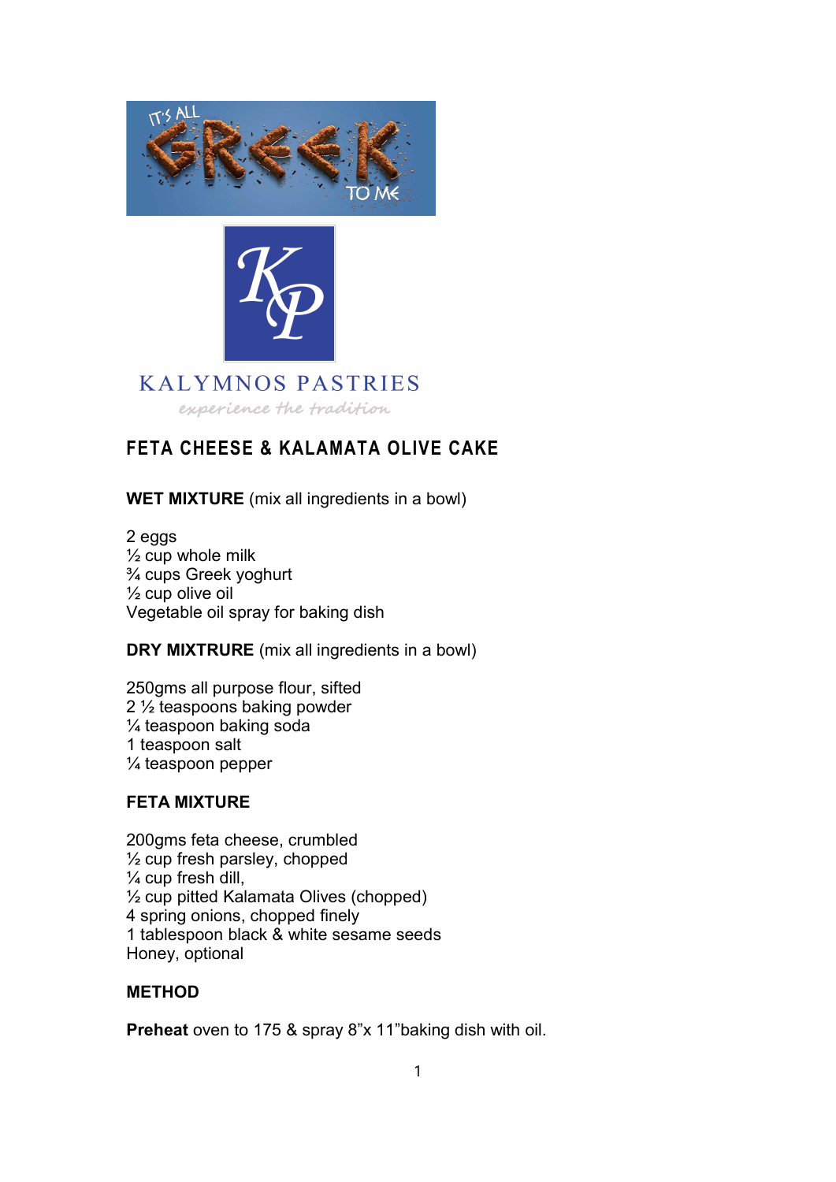# FETA CHEESE & KALAMATA OLIVE CAKE

**WET MIXTURE** (mix all ingredients in a bowl)

2 eggs
½ cup whole milk
¾ cups Greek yoghurt
½ cup olive oil
Vegetable oil spray for baking dish

**DRY MIXTRURE** (mix all ingredients in a bowl)

250gms all purpose flour, sifted
2 ½ teaspoons baking powder
¼ teaspoon baking soda
1 teaspoon salt
¼ teaspoon pepper

**FETA MIXTURE**

200gms feta cheese, crumbled
½ cup fresh parsley, chopped
¼ cup fresh dill,
½ cup pitted Kalamata Olives (chopped)
4 spring onions, chopped finely
1 tablespoon black & white sesame seeds
Honey, optional

**METHOD**

**Preheat** oven to 175 & spray 8"x 11"baking dish with oil.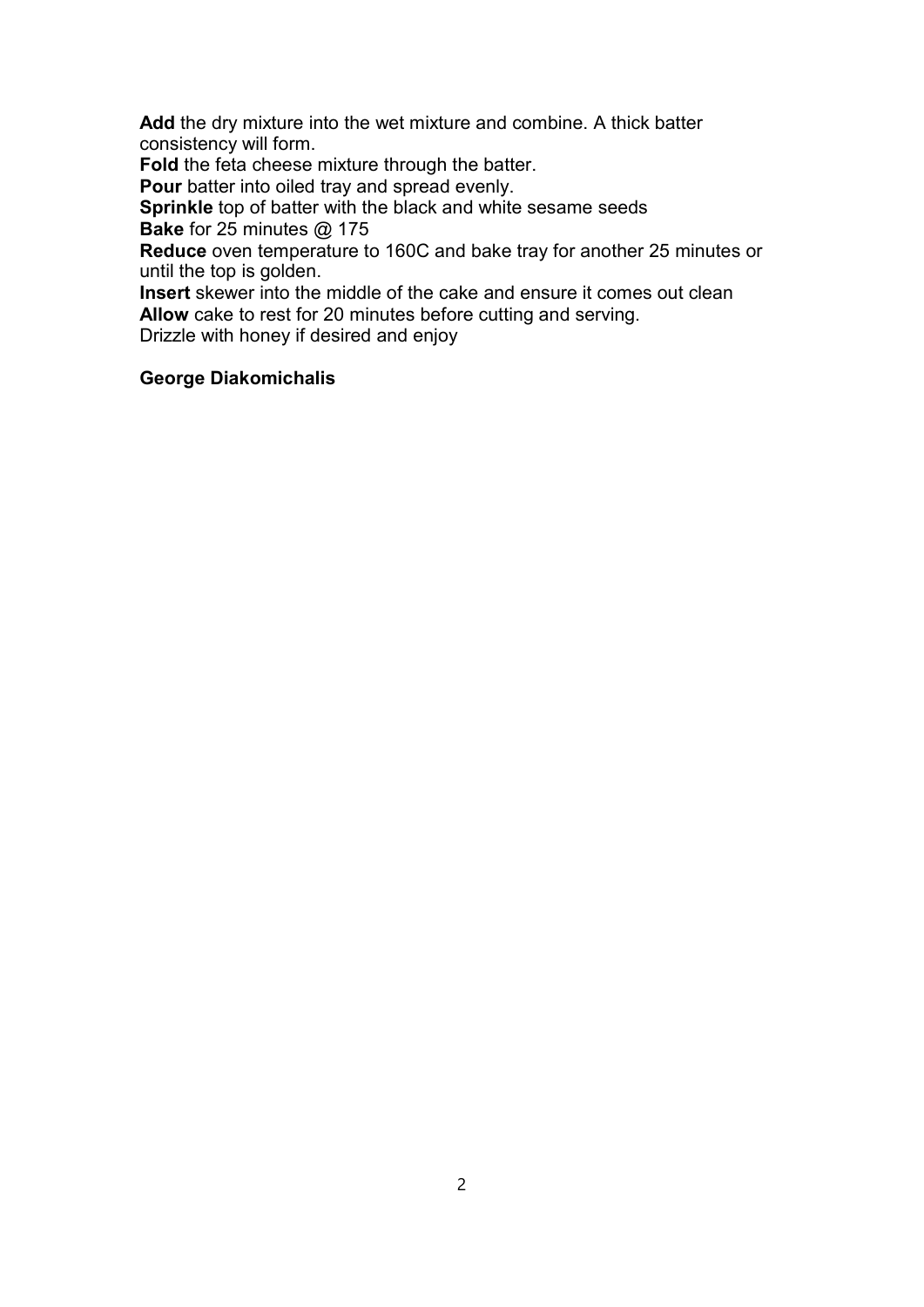**Add** the dry mixture into the wet mixture and combine. A thick batter consistency will form.

**Fold** the feta cheese mixture through the batter.

**Pour** batter into oiled tray and spread evenly.

**Sprinkle** top of batter with the black and white sesame seeds

**Bake** for 25 minutes @ 175

**Reduce** oven temperature to 160C and bake tray for another 25 minutes or until the top is golden.

**Insert** skewer into the middle of the cake and ensure it comes out clean

**Allow** cake to rest for 20 minutes before cutting and serving.

Drizzle with honey if desired and enjoy

**George Diakomichalis**